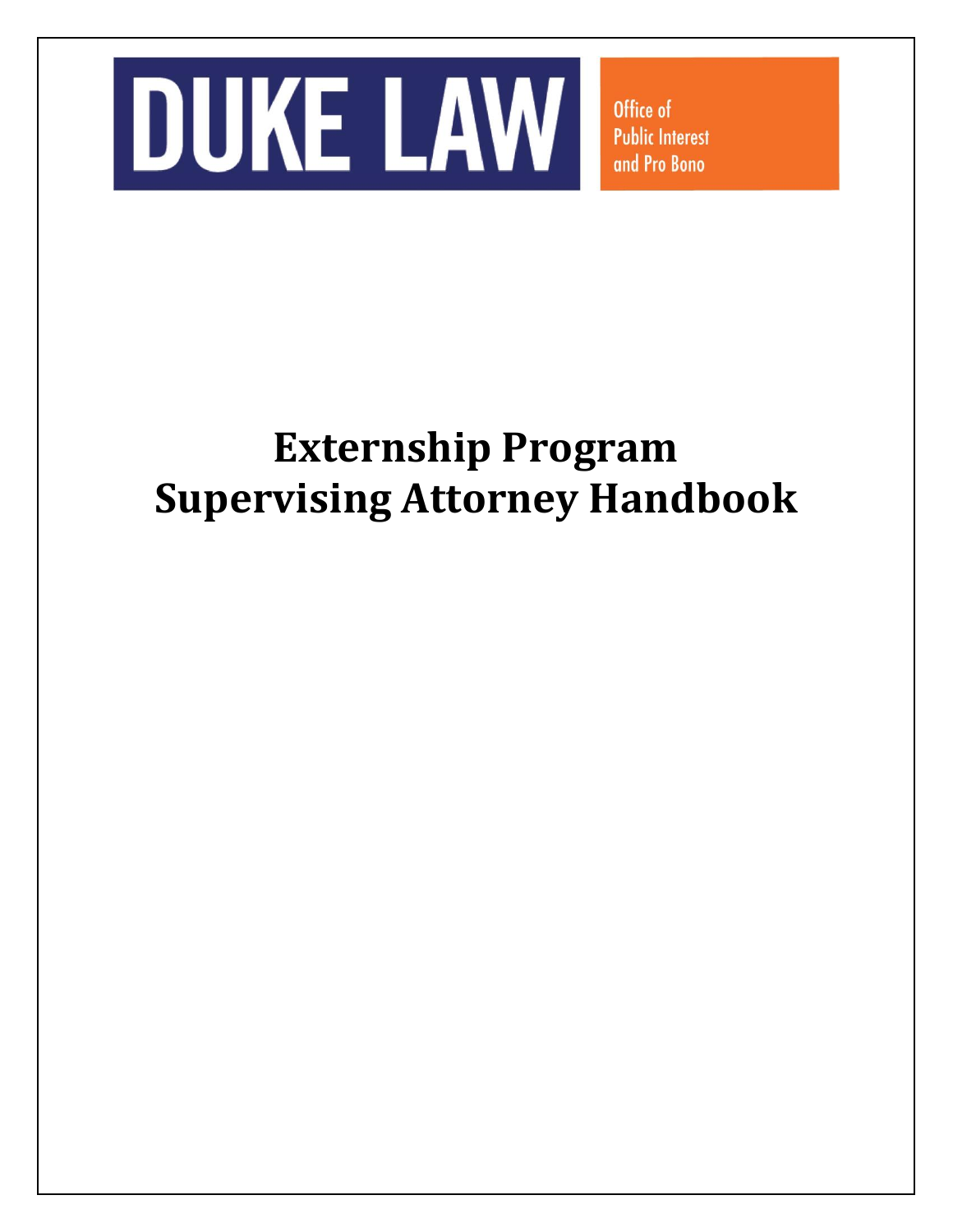DUKE LAW

Office of Public Interest and Pro Bono

# Externship Program Supervising Attorney Handbook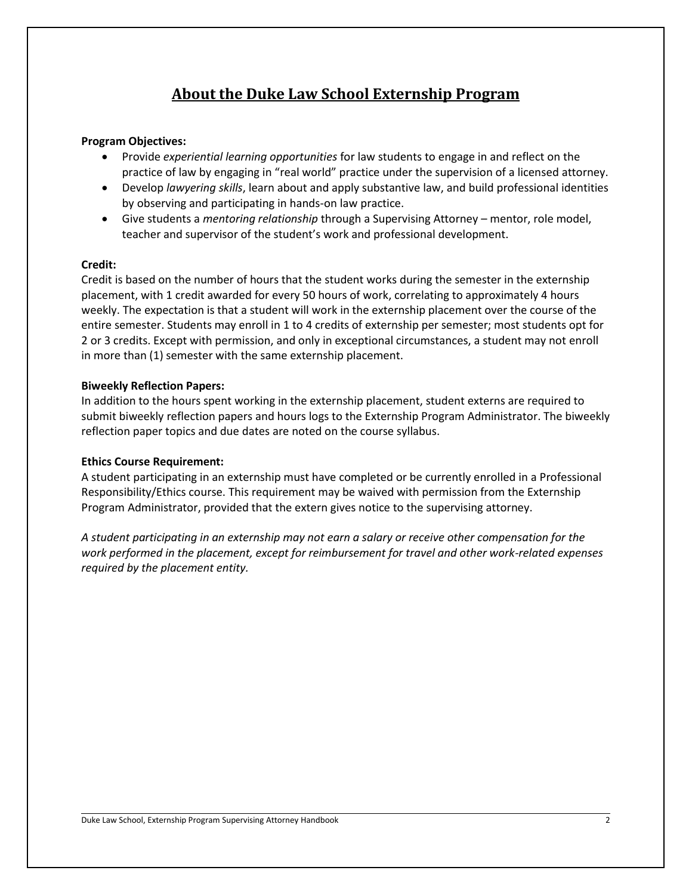# About the Duke Law School Externship Program

**Program Objectives:**

- Provide *experiential learning opportunities* for law students to engage in and reflect on the practice of law by engaging in "real world" practice under the supervision of a licensed attorney.
- Develop *lawyering skills*, learn about and apply substantive law, and build professional identities by observing and participating in hands-on law practice.
- Give students a *mentoring relationship* through a Supervising Attorney – mentor, role model, teacher and supervisor of the student's work and professional development.

**Credit:**

Credit is based on the number of hours that the student works during the semester in the externship placement, with 1 credit awarded for every 50 hours of work, correlating to approximately 4 hours weekly. The expectation is that a student will work in the externship placement over the course of the entire semester. Students may enroll in 1 to 4 credits of externship per semester; most students opt for 2 or 3 credits. Except with permission, and only in exceptional circumstances, a student may not enroll in more than (1) semester with the same externship placement.

**Biweekly Reflection Papers:**

In addition to the hours spent working in the externship placement, student externs are required to submit biweekly reflection papers and hours logs to the Externship Program Administrator. The biweekly reflection paper topics and due dates are noted on the course syllabus.

**Ethics Course Requirement:**

A student participating in an externship must have completed or be currently enrolled in a Professional Responsibility/Ethics course. This requirement may be waived with permission from the Externship Program Administrator, provided that the extern gives notice to the supervising attorney.

*A student participating in an externship may not earn a salary or receive other compensation for the work performed in the placement, except for reimbursement for travel and other work-related expenses required by the placement entity.*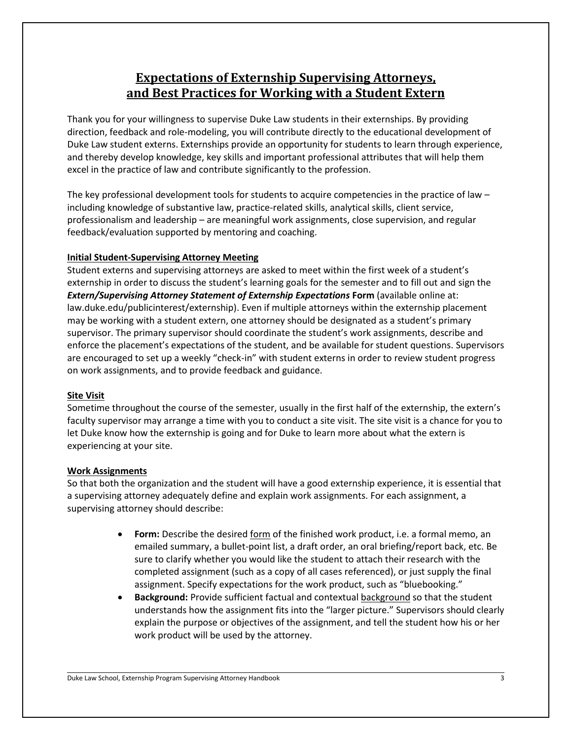# Expectations of Externship Supervising Attorneys, and Best Practices for Working with a Student Extern

Thank you for your willingness to supervise Duke Law students in their externships. By providing direction, feedback and role-modeling, you will contribute directly to the educational development of Duke Law student externs. Externships provide an opportunity for students to learn through experience, and thereby develop knowledge, key skills and important professional attributes that will help them excel in the practice of law and contribute significantly to the profession.

The key professional development tools for students to acquire competencies in the practice of law – including knowledge of substantive law, practice-related skills, analytical skills, client service, professionalism and leadership – are meaningful work assignments, close supervision, and regular feedback/evaluation supported by mentoring and coaching.

## Initial Student-Supervising Attorney Meeting

Student externs and supervising attorneys are asked to meet within the first week of a student's externship in order to discuss the student's learning goals for the semester and to fill out and sign the ***Extern/Supervising Attorney Statement of Externship Expectations*** **Form** (available online at: law.duke.edu/publicinterest/externship). Even if multiple attorneys within the externship placement may be working with a student extern, one attorney should be designated as a student's primary supervisor. The primary supervisor should coordinate the student's work assignments, describe and enforce the placement's expectations of the student, and be available for student questions. Supervisors are encouraged to set up a weekly "check-in" with student externs in order to review student progress on work assignments, and to provide feedback and guidance.

## Site Visit

Sometime throughout the course of the semester, usually in the first half of the externship, the extern's faculty supervisor may arrange a time with you to conduct a site visit. The site visit is a chance for you to let Duke know how the externship is going and for Duke to learn more about what the extern is experiencing at your site.

## Work Assignments

So that both the organization and the student will have a good externship experience, it is essential that a supervising attorney adequately define and explain work assignments. For each assignment, a supervising attorney should describe:

- **Form:** Describe the desired <u>form</u> of the finished work product, i.e. a formal memo, an emailed summary, a bullet-point list, a draft order, an oral briefing/report back, etc. Be sure to clarify whether you would like the student to attach their research with the completed assignment (such as a copy of all cases referenced), or just supply the final assignment. Specify expectations for the work product, such as "bluebooking."
- **Background:** Provide sufficient factual and contextual <u>background</u> so that the student understands how the assignment fits into the "larger picture." Supervisors should clearly explain the purpose or objectives of the assignment, and tell the student how his or her work product will be used by the attorney.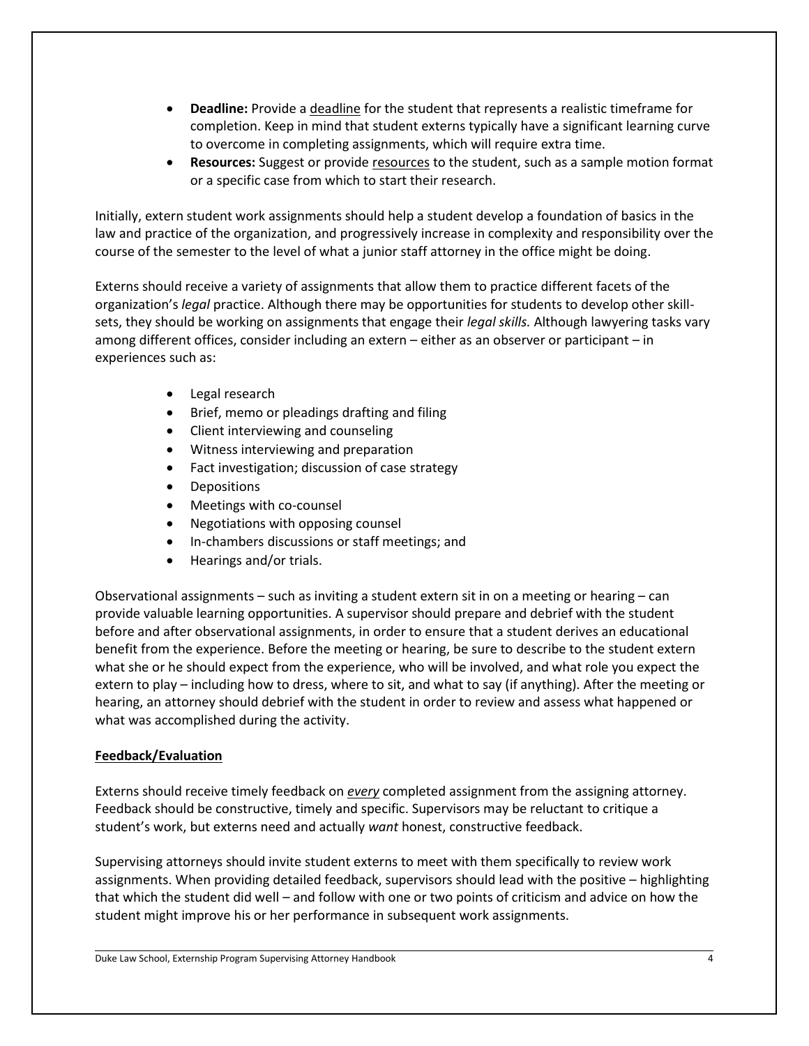- **Deadline:** Provide a <u>deadline</u> for the student that represents a realistic timeframe for completion. Keep in mind that student externs typically have a significant learning curve to overcome in completing assignments, which will require extra time.
- **Resources:** Suggest or provide <u>resources</u> to the student, such as a sample motion format or a specific case from which to start their research.

Initially, extern student work assignments should help a student develop a foundation of basics in the law and practice of the organization, and progressively increase in complexity and responsibility over the course of the semester to the level of what a junior staff attorney in the office might be doing.

Externs should receive a variety of assignments that allow them to practice different facets of the organization's *legal* practice. Although there may be opportunities for students to develop other skill-sets, they should be working on assignments that engage their *legal skills.* Although lawyering tasks vary among different offices, consider including an extern – either as an observer or participant – in experiences such as:

- Legal research
- Brief, memo or pleadings drafting and filing
- Client interviewing and counseling
- Witness interviewing and preparation
- Fact investigation; discussion of case strategy
- Depositions
- Meetings with co-counsel
- Negotiations with opposing counsel
- In-chambers discussions or staff meetings; and
- Hearings and/or trials.

Observational assignments – such as inviting a student extern sit in on a meeting or hearing – can provide valuable learning opportunities. A supervisor should prepare and debrief with the student before and after observational assignments, in order to ensure that a student derives an educational benefit from the experience. Before the meeting or hearing, be sure to describe to the student extern what she or he should expect from the experience, who will be involved, and what role you expect the extern to play – including how to dress, where to sit, and what to say (if anything). After the meeting or hearing, an attorney should debrief with the student in order to review and assess what happened or what was accomplished during the activity.

## <u>Feedback/Evaluation</u>

Externs should receive timely feedback on ***<u>every</u>*** completed assignment from the assigning attorney. Feedback should be constructive, timely and specific. Supervisors may be reluctant to critique a student's work, but externs need and actually *want* honest, constructive feedback.

Supervising attorneys should invite student externs to meet with them specifically to review work assignments. When providing detailed feedback, supervisors should lead with the positive – highlighting that which the student did well – and follow with one or two points of criticism and advice on how the student might improve his or her performance in subsequent work assignments.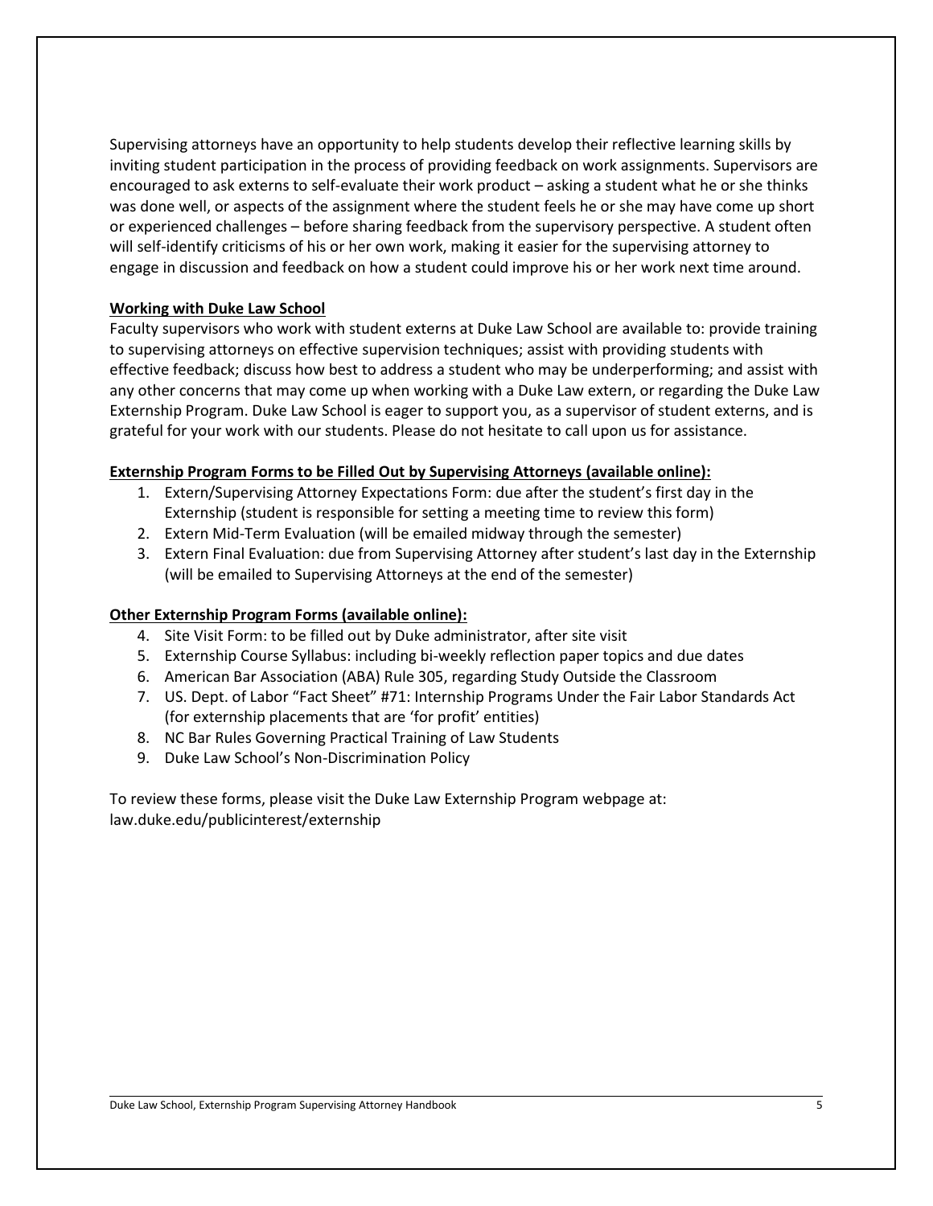Supervising attorneys have an opportunity to help students develop their reflective learning skills by inviting student participation in the process of providing feedback on work assignments. Supervisors are encouraged to ask externs to self-evaluate their work product – asking a student what he or she thinks was done well, or aspects of the assignment where the student feels he or she may have come up short or experienced challenges – before sharing feedback from the supervisory perspective. A student often will self-identify criticisms of his or her own work, making it easier for the supervising attorney to engage in discussion and feedback on how a student could improve his or her work next time around.

**Working with Duke Law School**

Faculty supervisors who work with student externs at Duke Law School are available to: provide training to supervising attorneys on effective supervision techniques; assist with providing students with effective feedback; discuss how best to address a student who may be underperforming; and assist with any other concerns that may come up when working with a Duke Law extern, or regarding the Duke Law Externship Program. Duke Law School is eager to support you, as a supervisor of student externs, and is grateful for your work with our students. Please do not hesitate to call upon us for assistance.

**Externship Program Forms to be Filled Out by Supervising Attorneys (available online):**

1. Extern/Supervising Attorney Expectations Form: due after the student's first day in the Externship (student is responsible for setting a meeting time to review this form)
2. Extern Mid-Term Evaluation (will be emailed midway through the semester)
3. Extern Final Evaluation: due from Supervising Attorney after student's last day in the Externship (will be emailed to Supervising Attorneys at the end of the semester)

**Other Externship Program Forms (available online):**

4. Site Visit Form: to be filled out by Duke administrator, after site visit
5. Externship Course Syllabus: including bi-weekly reflection paper topics and due dates
6. American Bar Association (ABA) Rule 305, regarding Study Outside the Classroom
7. US. Dept. of Labor "Fact Sheet" #71: Internship Programs Under the Fair Labor Standards Act (for externship placements that are 'for profit' entities)
8. NC Bar Rules Governing Practical Training of Law Students
9. Duke Law School's Non-Discrimination Policy

To review these forms, please visit the Duke Law Externship Program webpage at: law.duke.edu/publicinterest/externship